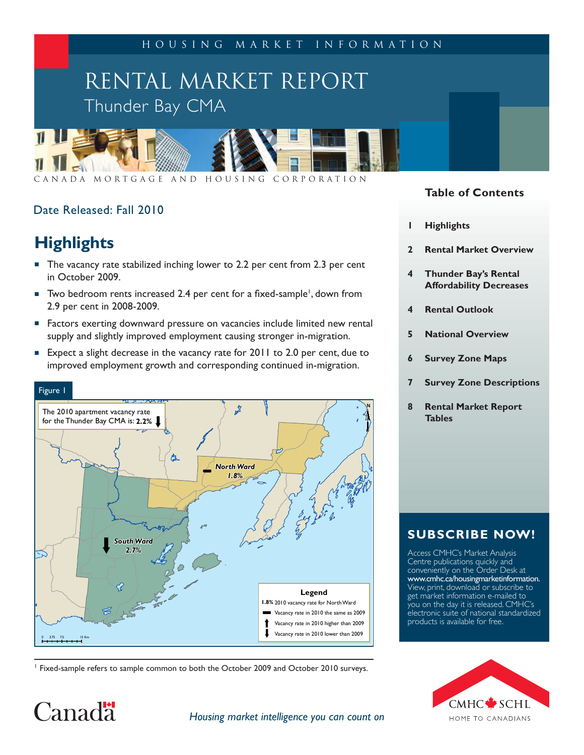HOUSING MARKET INFORMATION

# RENTAL MARKET REPORT

## Thunder Bay CMA

CANADA MORTGAGE AND HOUSING CORPORATION

Date Released: Fall 2010

## Highlights

- The vacancy rate stabilized inching lower to 2.2 per cent from 2.3 per cent in October 2009.
- Two bedroom rents increased 2.4 per cent for a fixed-sample[1], down from 2.9 per cent in 2008-2009.
- Factors exerting downward pressure on vacancies include limited new rental supply and slightly improved employment causing stronger in-migration.
- Expect a slight decrease in the vacancy rate for 2011 to 2.0 per cent, due to improved employment growth and corresponding continued in-migration.

Figure 1

The 2010 apartment vacancy rate for the Thunder Bay CMA is: **2.2%** ↓

North Ward 1.8%

South Ward 2.7%

Legend
- 1.8% 2010 vacancy rate for North Ward
- Vacancy rate in 2010 the same as 2009
- Vacancy rate in 2010 higher than 2009
- Vacancy rate in 2010 lower than 2009

[1] Fixed-sample refers to sample common to both the October 2009 and October 2010 surveys.

### Table of Contents

1 Highlights

2 Rental Market Overview

4 Thunder Bay's Rental Affordability Decreases

4 Rental Outlook

5 National Overview

6 Survey Zone Maps

7 Survey Zone Descriptions

8 Rental Market Report Tables

### SUBSCRIBE NOW!

Access CMHC's Market Analysis Centre publications quickly and conveniently on the Order Desk at **www.cmhc.ca/housingmarketinformation.** View, print, download or subscribe to get market information e-mailed to you on the day it is released. CMHC's electronic suite of national standardized products is available for free.

Canada

*Housing market intelligence you can count on*

CMHC SCHL HOME TO CANADIANS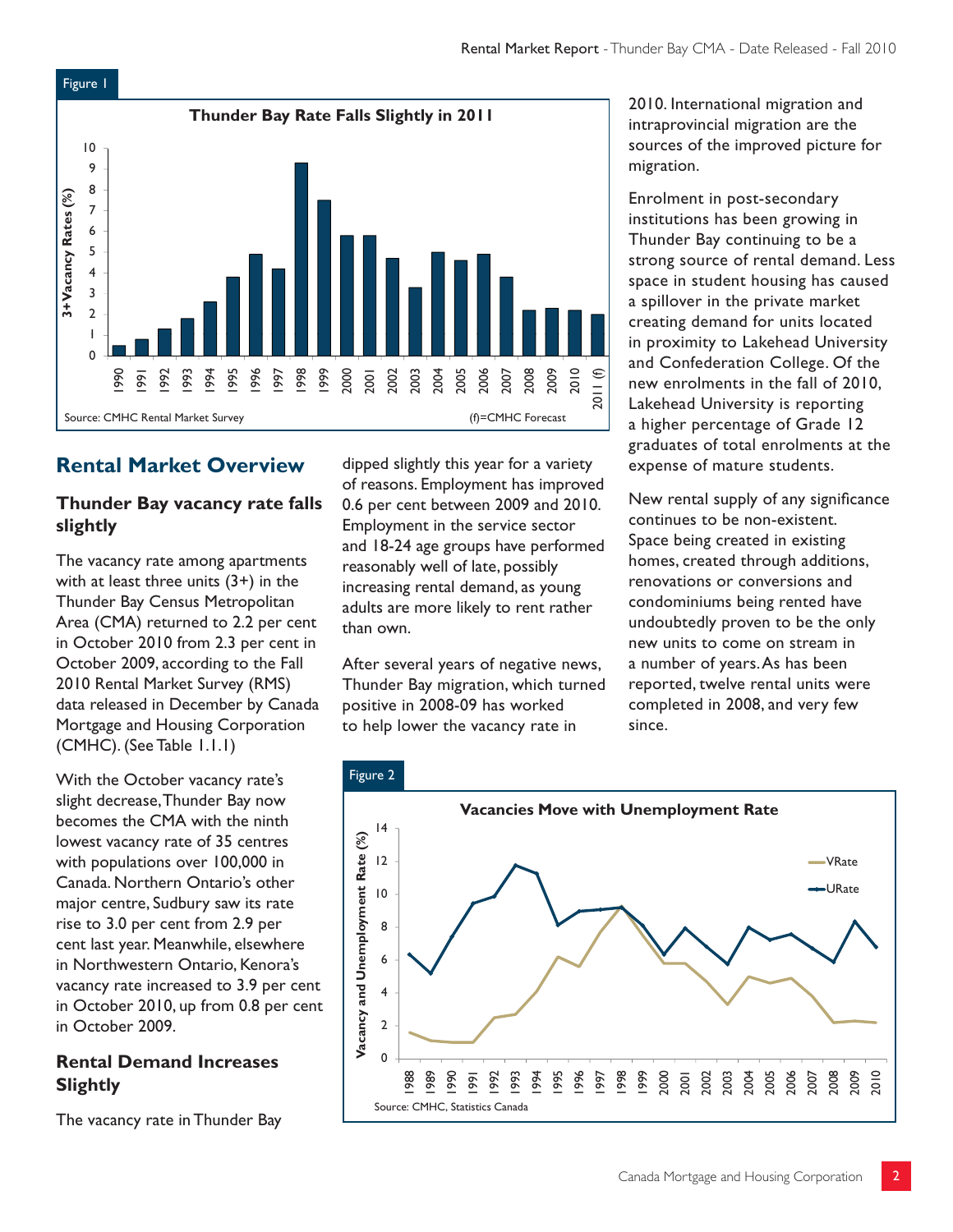Figure 1

**Thunder Bay Rate Falls Slightly in 2011**

Source: CMHC Rental Market Survey (f)=CMHC Forecast

## Rental Market Overview

### Thunder Bay vacancy rate falls slightly

The vacancy rate among apartments with at least three units (3+) in the Thunder Bay Census Metropolitan Area (CMA) returned to 2.2 per cent in October 2010 from 2.3 per cent in October 2009, according to the Fall 2010 Rental Market Survey (RMS) data released in December by Canada Mortgage and Housing Corporation (CMHC). (See Table 1.1.1)

With the October vacancy rate's slight decrease, Thunder Bay now becomes the CMA with the ninth lowest vacancy rate of 35 centres with populations over 100,000 in Canada. Northern Ontario's other major centre, Sudbury saw its rate rise to 3.0 per cent from 2.9 per cent last year. Meanwhile, elsewhere in Northwestern Ontario, Kenora's vacancy rate increased to 3.9 per cent in October 2010, up from 0.8 per cent in October 2009.

### Rental Demand Increases Slightly

The vacancy rate in Thunder Bay dipped slightly this year for a variety of reasons. Employment has improved 0.6 per cent between 2009 and 2010. Employment in the service sector and 18-24 age groups have performed reasonably well of late, possibly increasing rental demand, as young adults are more likely to rent rather than own.

After several years of negative news, Thunder Bay migration, which turned positive in 2008-09 has worked to help lower the vacancy rate in 2010. International migration and intraprovincial migration are the sources of the improved picture for migration.

Enrolment in post-secondary institutions has been growing in Thunder Bay continuing to be a strong source of rental demand. Less space in student housing has caused a spillover in the private market creating demand for units located in proximity to Lakehead University and Confederation College. Of the new enrolments in the fall of 2010, Lakehead University is reporting a higher percentage of Grade 12 graduates of total enrolments at the expense of mature students.

New rental supply of any significance continues to be non-existent. Space being created in existing homes, created through additions, renovations or conversions and condominiums being rented have undoubtedly proven to be the only new units to come on stream in a number of years. As has been reported, twelve rental units were completed in 2008, and very few since.

Figure 2

**Vacancies Move with Unemployment Rate**

Source: CMHC, Statistics Canada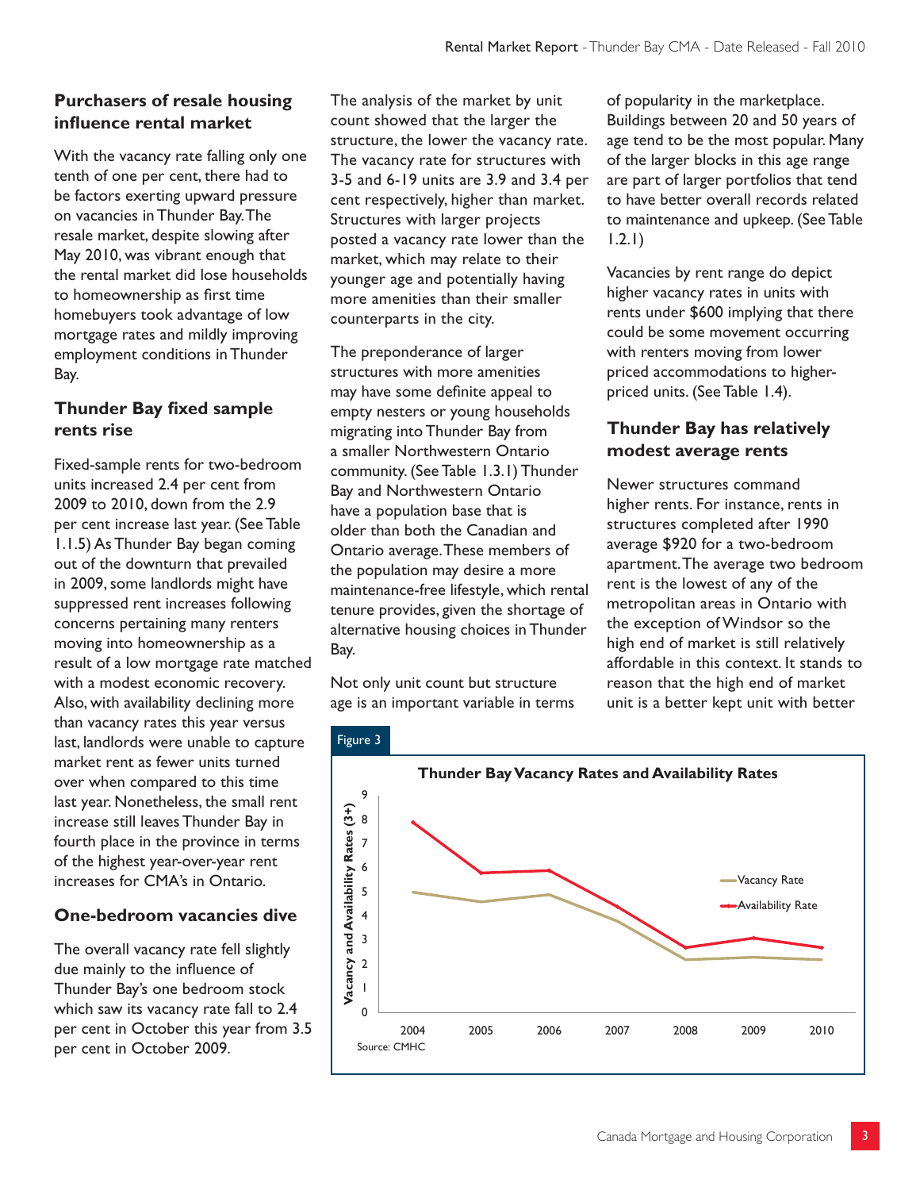## Purchasers of resale housing influence rental market

With the vacancy rate falling only one tenth of one per cent, there had to be factors exerting upward pressure on vacancies in Thunder Bay. The resale market, despite slowing after May 2010, was vibrant enough that the rental market did lose households to homeownership as first time homebuyers took advantage of low mortgage rates and mildly improving employment conditions in Thunder Bay.

## Thunder Bay fixed sample rents rise

Fixed-sample rents for two-bedroom units increased 2.4 per cent from 2009 to 2010, down from the 2.9 per cent increase last year. (See Table 1.1.5) As Thunder Bay began coming out of the downturn that prevailed in 2009, some landlords might have suppressed rent increases following concerns pertaining many renters moving into homeownership as a result of a low mortgage rate matched with a modest economic recovery. Also, with availability declining more than vacancy rates this year versus last, landlords were unable to capture market rent as fewer units turned over when compared to this time last year. Nonetheless, the small rent increase still leaves Thunder Bay in fourth place in the province in terms of the highest year-over-year rent increases for CMA's in Ontario.

## One-bedroom vacancies dive

The overall vacancy rate fell slightly due mainly to the influence of Thunder Bay's one bedroom stock which saw its vacancy rate fall to 2.4 per cent in October this year from 3.5 per cent in October 2009.

The analysis of the market by unit count showed that the larger the structure, the lower the vacancy rate. The vacancy rate for structures with 3-5 and 6-19 units are 3.9 and 3.4 per cent respectively, higher than market. Structures with larger projects posted a vacancy rate lower than the market, which may relate to their younger age and potentially having more amenities than their smaller counterparts in the city.

The preponderance of larger structures with more amenities may have some definite appeal to empty nesters or young households migrating into Thunder Bay from a smaller Northwestern Ontario community. (See Table 1.3.1) Thunder Bay and Northwestern Ontario have a population base that is older than both the Canadian and Ontario average. These members of the population may desire a more maintenance-free lifestyle, which rental tenure provides, given the shortage of alternative housing choices in Thunder Bay.

Not only unit count but structure age is an important variable in terms of popularity in the marketplace. Buildings between 20 and 50 years of age tend to be the most popular. Many of the larger blocks in this age range are part of larger portfolios that tend to have better overall records related to maintenance and upkeep. (See Table 1.2.1)

Vacancies by rent range do depict higher vacancy rates in units with rents under $600 implying that there could be some movement occurring with renters moving from lower priced accommodations to higher-priced units. (See Table 1.4).

## Thunder Bay has relatively modest average rents

Newer structures command higher rents. For instance, rents in structures completed after 1990 average $920 for a two-bedroom apartment. The average two bedroom rent is the lowest of any of the metropolitan areas in Ontario with the exception of Windsor so the high end of market is still relatively affordable in this context. It stands to reason that the high end of market unit is a better kept unit with better

Figure 3

**Thunder Bay Vacancy Rates and Availability Rates**

Source: CMHC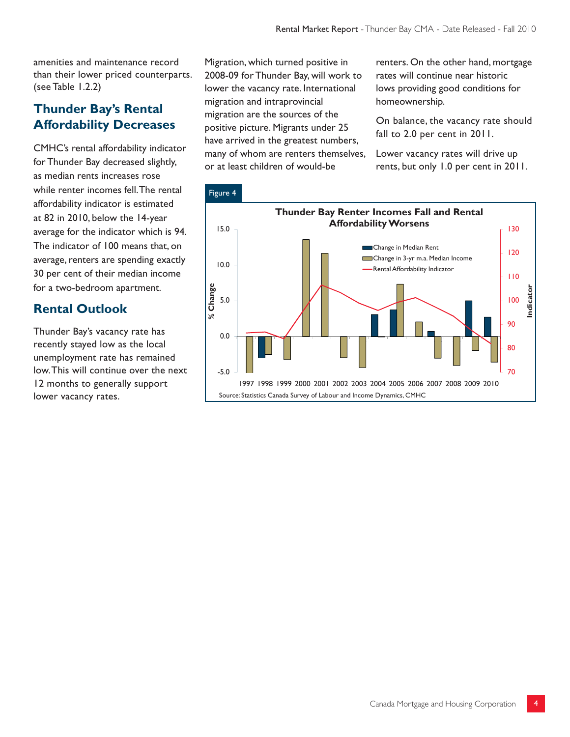amenities and maintenance record than their lower priced counterparts. (see Table 1.2.2)

## Thunder Bay's Rental Affordability Decreases

CMHC's rental affordability indicator for Thunder Bay decreased slightly, as median rents increases rose while renter incomes fell. The rental affordability indicator is estimated at 82 in 2010, below the 14-year average for the indicator which is 94. The indicator of 100 means that, on average, renters are spending exactly 30 per cent of their median income for a two-bedroom apartment.

## Rental Outlook

Thunder Bay's vacancy rate has recently stayed low as the local unemployment rate has remained low. This will continue over the next 12 months to generally support lower vacancy rates.

Migration, which turned positive in 2008-09 for Thunder Bay, will work to lower the vacancy rate. International migration and intraprovincial migration are the sources of the positive picture. Migrants under 25 have arrived in the greatest numbers, many of whom are renters themselves, or at least children of would-be renters. On the other hand, mortgage rates will continue near historic lows providing good conditions for homeownership.

On balance, the vacancy rate should fall to 2.0 per cent in 2011.

Lower vacancy rates will drive up rents, but only 1.0 per cent in 2011.

Figure 4

**Thunder Bay Renter Incomes Fall and Rental Affordability Worsens**

Source: Statistics Canada Survey of Labour and Income Dynamics, CMHC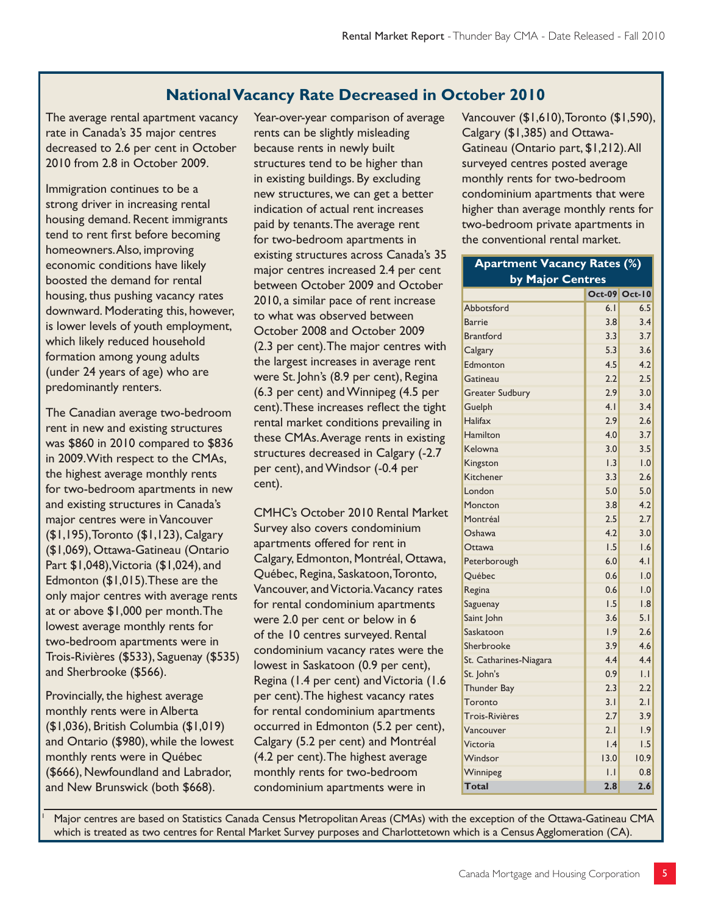## National Vacancy Rate Decreased in October 2010

The average rental apartment vacancy rate in Canada's 35 major centres decreased to 2.6 per cent in October 2010 from 2.8 in October 2009.

Immigration continues to be a strong driver in increasing rental housing demand. Recent immigrants tend to rent first before becoming homeowners. Also, improving economic conditions have likely boosted the demand for rental housing, thus pushing vacancy rates downward. Moderating this, however, is lower levels of youth employment, which likely reduced household formation among young adults (under 24 years of age) who are predominantly renters.

The Canadian average two-bedroom rent in new and existing structures was $860 in 2010 compared to $836 in 2009. With respect to the CMAs, the highest average monthly rents for two-bedroom apartments in new and existing structures in Canada's major centres were in Vancouver ($1,195), Toronto ($1,123), Calgary ($1,069), Ottawa-Gatineau (Ontario Part $1,048), Victoria ($1,024), and Edmonton ($1,015). These are the only major centres with average rents at or above $1,000 per month. The lowest average monthly rents for two-bedroom apartments were in Trois-Rivières ($533), Saguenay ($535) and Sherbrooke ($566).

Provincially, the highest average monthly rents were in Alberta ($1,036), British Columbia ($1,019) and Ontario ($980), while the lowest monthly rents were in Québec ($666), Newfoundland and Labrador, and New Brunswick (both $668).

Year-over-year comparison of average rents can be slightly misleading because rents in newly built structures tend to be higher than in existing buildings. By excluding new structures, we can get a better indication of actual rent increases paid by tenants. The average rent for two-bedroom apartments in existing structures across Canada's 35 major centres increased 2.4 per cent between October 2009 and October 2010, a similar pace of rent increase to what was observed between October 2008 and October 2009 (2.3 per cent). The major centres with the largest increases in average rent were St. John's (8.9 per cent), Regina (6.3 per cent) and Winnipeg (4.5 per cent). These increases reflect the tight rental market conditions prevailing in these CMAs. Average rents in existing structures decreased in Calgary (-2.7 per cent), and Windsor (-0.4 per cent).

CMHC's October 2010 Rental Market Survey also covers condominium apartments offered for rent in Calgary, Edmonton, Montréal, Ottawa, Québec, Regina, Saskatoon, Toronto, Vancouver, and Victoria. Vacancy rates for rental condominium apartments were 2.0 per cent or below in 6 of the 10 centres surveyed. Rental condominium vacancy rates were the lowest in Saskatoon (0.9 per cent), Regina (1.4 per cent) and Victoria (1.6 per cent). The highest vacancy rates for rental condominium apartments occurred in Edmonton (5.2 per cent), Calgary (5.2 per cent) and Montréal (4.2 per cent). The highest average monthly rents for two-bedroom condominium apartments were in Vancouver ($1,610), Toronto ($1,590), Calgary ($1,385) and Ottawa-Gatineau (Ontario part, $1,212). All surveyed centres posted average monthly rents for two-bedroom condominium apartments that were higher than average monthly rents for two-bedroom private apartments in the conventional rental market.

**Apartment Vacancy Rates (%) by Major Centres**

| | Oct-09 | Oct-10 |
|---|---|---|
| Abbotsford | 6.1 | 6.5 |
| Barrie | 3.8 | 3.4 |
| Brantford | 3.3 | 3.7 |
| Calgary | 5.3 | 3.6 |
| Edmonton | 4.5 | 4.2 |
| Gatineau | 2.2 | 2.5 |
| Greater Sudbury | 2.9 | 3.0 |
| Guelph | 4.1 | 3.4 |
| Halifax | 2.9 | 2.6 |
| Hamilton | 4.0 | 3.7 |
| Kelowna | 3.0 | 3.5 |
| Kingston | 1.3 | 1.0 |
| Kitchener | 3.3 | 2.6 |
| London | 5.0 | 5.0 |
| Moncton | 3.8 | 4.2 |
| Montréal | 2.5 | 2.7 |
| Oshawa | 4.2 | 3.0 |
| Ottawa | 1.5 | 1.6 |
| Peterborough | 6.0 | 4.1 |
| Québec | 0.6 | 1.0 |
| Regina | 0.6 | 1.0 |
| Saguenay | 1.5 | 1.8 |
| Saint John | 3.6 | 5.1 |
| Saskatoon | 1.9 | 2.6 |
| Sherbrooke | 3.9 | 4.6 |
| St. Catharines-Niagara | 4.4 | 4.4 |
| St. John's | 0.9 | 1.1 |
| Thunder Bay | 2.3 | 2.2 |
| Toronto | 3.1 | 2.1 |
| Trois-Rivières | 2.7 | 3.9 |
| Vancouver | 2.1 | 1.9 |
| Victoria | 1.4 | 1.5 |
| Windsor | 13.0 | 10.9 |
| Winnipeg | 1.1 | 0.8 |
| **Total** | **2.8** | **2.6** |

[1] Major centres are based on Statistics Canada Census Metropolitan Areas (CMAs) with the exception of the Ottawa-Gatineau CMA which is treated as two centres for Rental Market Survey purposes and Charlottetown which is a Census Agglomeration (CA).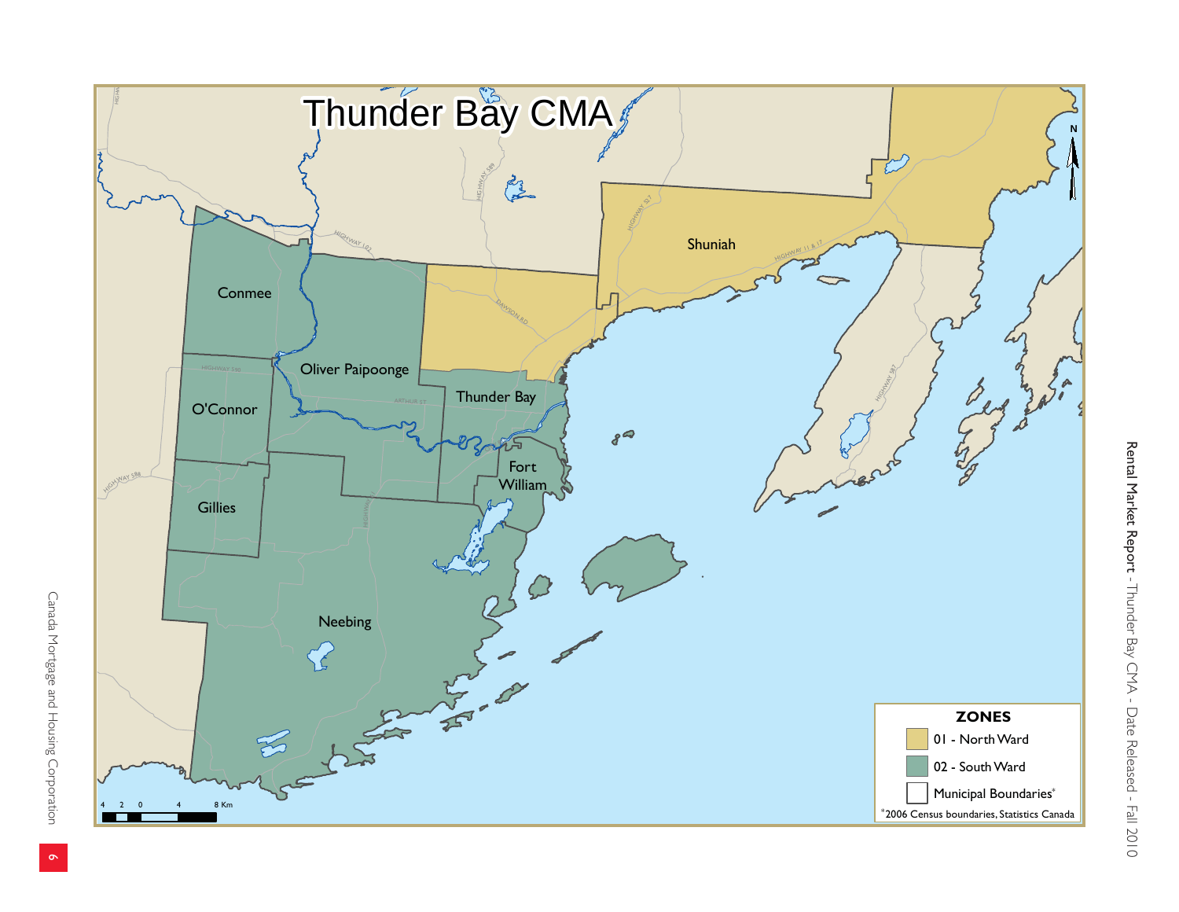# Thunder Bay CMA

Conmee

Oliver Paipoonge

O'Connor

Thunder Bay

Fort William

Gillies

Neebing

Shuniah

**ZONES**

01 - North Ward

02 - South Ward

Municipal Boundaries*

*2006 Census boundaries, Statistics Canada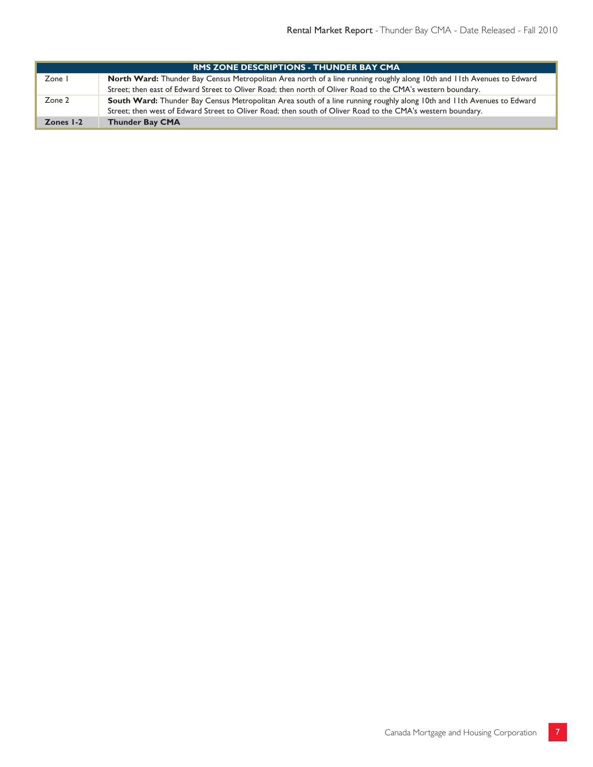| RMS ZONE DESCRIPTIONS - THUNDER BAY CMA | |
|---|---|
| Zone 1 | **North Ward:** Thunder Bay Census Metropolitan Area north of a line running roughly along 10th and 11th Avenues to Edward Street; then east of Edward Street to Oliver Road; then north of Oliver Road to the CMA's western boundary. |
| Zone 2 | **South Ward:** Thunder Bay Census Metropolitan Area south of a line running roughly along 10th and 11th Avenues to Edward Street; then west of Edward Street to Oliver Road; then south of Oliver Road to the CMA's western boundary. |
| **Zones 1-2** | **Thunder Bay CMA** |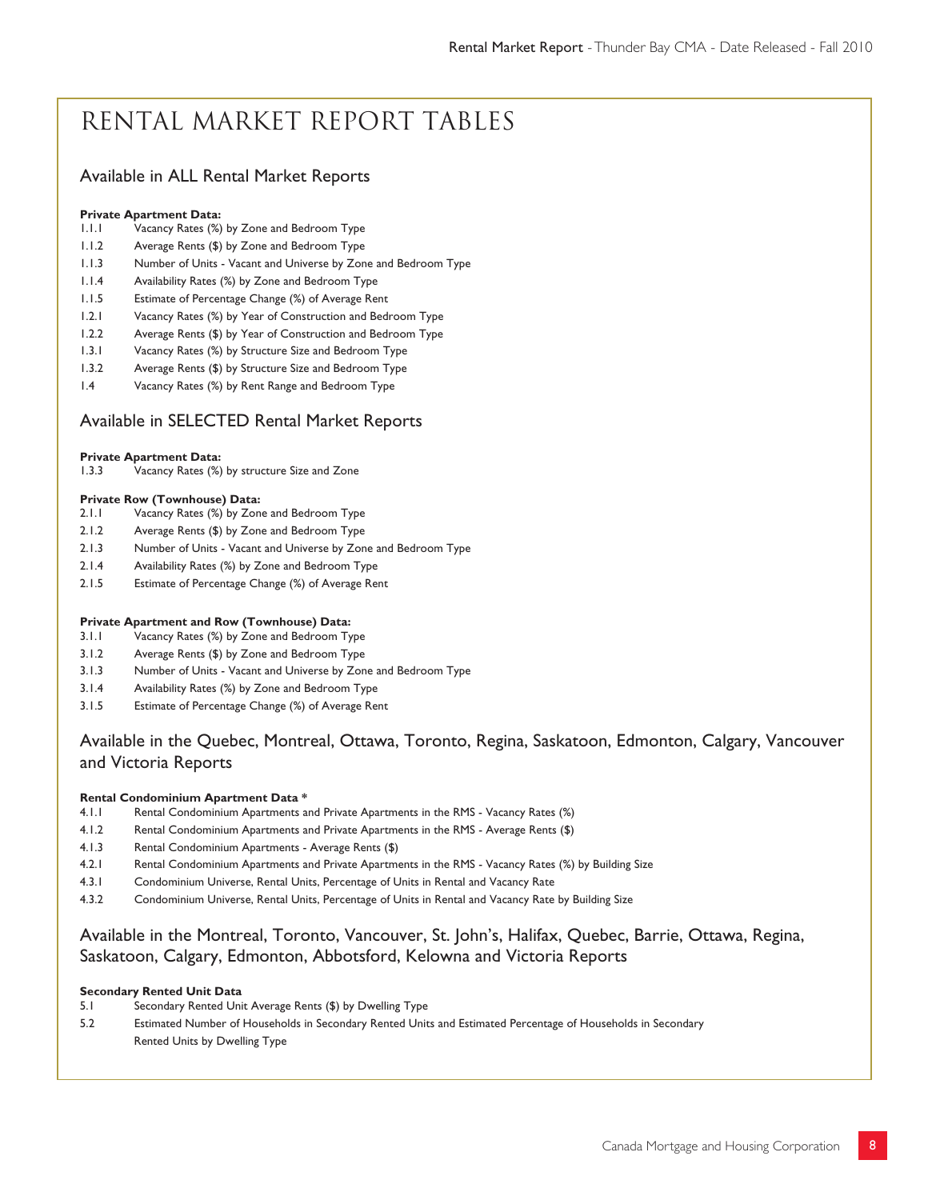# RENTAL MARKET REPORT TABLES

## Available in ALL Rental Market Reports

**Private Apartment Data:**

- 1.1.1 Vacancy Rates (%) by Zone and Bedroom Type
- 1.1.2 Average Rents ($) by Zone and Bedroom Type
- 1.1.3 Number of Units - Vacant and Universe by Zone and Bedroom Type
- 1.1.4 Availability Rates (%) by Zone and Bedroom Type
- 1.1.5 Estimate of Percentage Change (%) of Average Rent
- 1.2.1 Vacancy Rates (%) by Year of Construction and Bedroom Type
- 1.2.2 Average Rents ($) by Year of Construction and Bedroom Type
- 1.3.1 Vacancy Rates (%) by Structure Size and Bedroom Type
- 1.3.2 Average Rents ($) by Structure Size and Bedroom Type
- 1.4 Vacancy Rates (%) by Rent Range and Bedroom Type

## Available in SELECTED Rental Market Reports

**Private Apartment Data:**

- 1.3.3 Vacancy Rates (%) by structure Size and Zone

**Private Row (Townhouse) Data:**

- 2.1.1 Vacancy Rates (%) by Zone and Bedroom Type
- 2.1.2 Average Rents ($) by Zone and Bedroom Type
- 2.1.3 Number of Units - Vacant and Universe by Zone and Bedroom Type
- 2.1.4 Availability Rates (%) by Zone and Bedroom Type
- 2.1.5 Estimate of Percentage Change (%) of Average Rent

**Private Apartment and Row (Townhouse) Data:**

- 3.1.1 Vacancy Rates (%) by Zone and Bedroom Type
- 3.1.2 Average Rents ($) by Zone and Bedroom Type
- 3.1.3 Number of Units - Vacant and Universe by Zone and Bedroom Type
- 3.1.4 Availability Rates (%) by Zone and Bedroom Type
- 3.1.5 Estimate of Percentage Change (%) of Average Rent

## Available in the Quebec, Montreal, Ottawa, Toronto, Regina, Saskatoon, Edmonton, Calgary, Vancouver and Victoria Reports

**Rental Condominium Apartment Data ***

- 4.1.1 Rental Condominium Apartments and Private Apartments in the RMS - Vacancy Rates (%)
- 4.1.2 Rental Condominium Apartments and Private Apartments in the RMS - Average Rents ($)
- 4.1.3 Rental Condominium Apartments - Average Rents ($)
- 4.2.1 Rental Condominium Apartments and Private Apartments in the RMS - Vacancy Rates (%) by Building Size
- 4.3.1 Condominium Universe, Rental Units, Percentage of Units in Rental and Vacancy Rate
- 4.3.2 Condominium Universe, Rental Units, Percentage of Units in Rental and Vacancy Rate by Building Size

## Available in the Montreal, Toronto, Vancouver, St. John's, Halifax, Quebec, Barrie, Ottawa, Regina, Saskatoon, Calgary, Edmonton, Abbotsford, Kelowna and Victoria Reports

**Secondary Rented Unit Data**

- 5.1 Secondary Rented Unit Average Rents ($) by Dwelling Type
- 5.2 Estimated Number of Households in Secondary Rented Units and Estimated Percentage of Households in Secondary Rented Units by Dwelling Type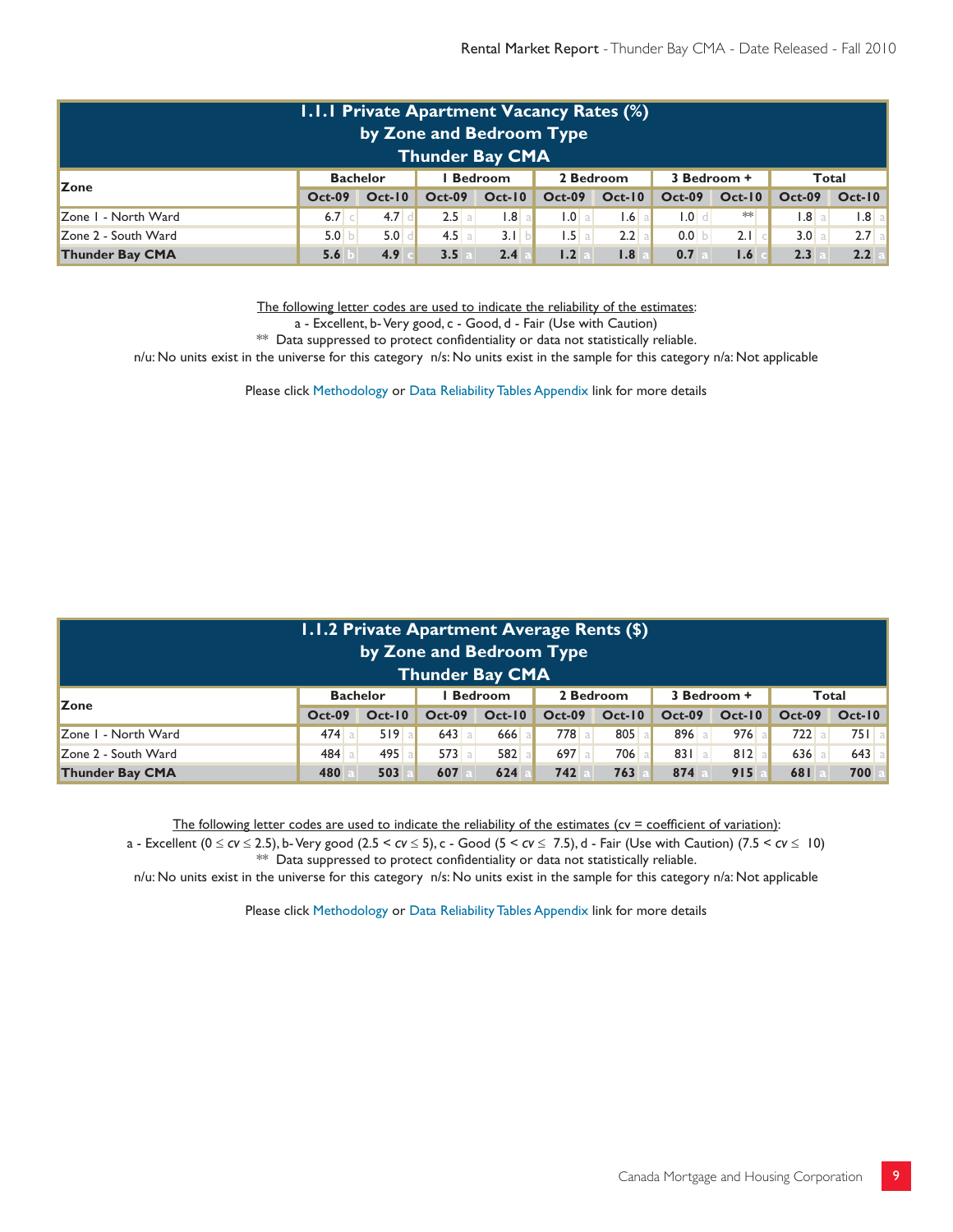## 1.1.1 Private Apartment Vacancy Rates (%) by Zone and Bedroom Type Thunder Bay CMA

| Zone | Bachelor | | | | 1 Bedroom | | | | 2 Bedroom | | | | 3 Bedroom + | | | | Total | | | |
|---|---|---|---|---|---|---|---|---|---|---|---|---|---|---|---|---|---|---|---|---|
| | Oct-09 | | Oct-10 | | Oct-09 | | Oct-10 | | Oct-09 | | Oct-10 | | Oct-09 | | Oct-10 | | Oct-09 | | Oct-10 | |
| Zone 1 - North Ward | 6.7 | c | 4.7 | d | 2.5 | a | 1.8 | a | 1.0 | a | 1.6 | a | 1.0 | d | ** | | 1.8 | a | 1.8 | a |
| Zone 2 - South Ward | 5.0 | b | 5.0 | d | 4.5 | a | 3.1 | b | 1.5 | a | 2.2 | a | 0.0 | b | 2.1 | c | 3.0 | a | 2.7 | a |
| **Thunder Bay CMA** | **5.6** | **b** | **4.9** | **c** | **3.5** | **a** | **2.4** | **a** | **1.2** | **a** | **1.8** | **a** | **0.7** | **a** | **1.6** | **c** | **2.3** | **a** | **2.2** | **a** |

The following letter codes are used to indicate the reliability of the estimates:
a - Excellent, b- Very good, c - Good, d - Fair (Use with Caution)
** Data suppressed to protect confidentiality or data not statistically reliable.
n/u: No units exist in the universe for this category n/s: No units exist in the sample for this category n/a: Not applicable

Please click Methodology or Data Reliability Tables Appendix link for more details

## 1.1.2 Private Apartment Average Rents ($) by Zone and Bedroom Type Thunder Bay CMA

| Zone | Bachelor | | | | 1 Bedroom | | | | 2 Bedroom | | | | 3 Bedroom + | | | | Total | | | |
|---|---|---|---|---|---|---|---|---|---|---|---|---|---|---|---|---|---|---|---|---|
| | Oct-09 | | Oct-10 | | Oct-09 | | Oct-10 | | Oct-09 | | Oct-10 | | Oct-09 | | Oct-10 | | Oct-09 | | Oct-10 | |
| Zone 1 - North Ward | 474 | a | 519 | a | 643 | a | 666 | a | 778 | a | 805 | a | 896 | a | 976 | a | 722 | a | 751 | a |
| Zone 2 - South Ward | 484 | a | 495 | a | 573 | a | 582 | a | 697 | a | 706 | a | 831 | a | 812 | a | 636 | a | 643 | a |
| **Thunder Bay CMA** | **480** | **a** | **503** | **a** | **607** | **a** | **624** | **a** | **742** | **a** | **763** | **a** | **874** | **a** | **915** | **a** | **681** | **a** | **700** | **a** |

The following letter codes are used to indicate the reliability of the estimates (cv = coefficient of variation):
a - Excellent ($0 \leq cv \leq 2.5$), b- Very good ($2.5 < cv \leq 5$), c - Good ($5 < cv \leq 7.5$), d - Fair (Use with Caution) ($7.5 < cv \leq 10$)
** Data suppressed to protect confidentiality or data not statistically reliable.
n/u: No units exist in the universe for this category n/s: No units exist in the sample for this category n/a: Not applicable

Please click Methodology or Data Reliability Tables Appendix link for more details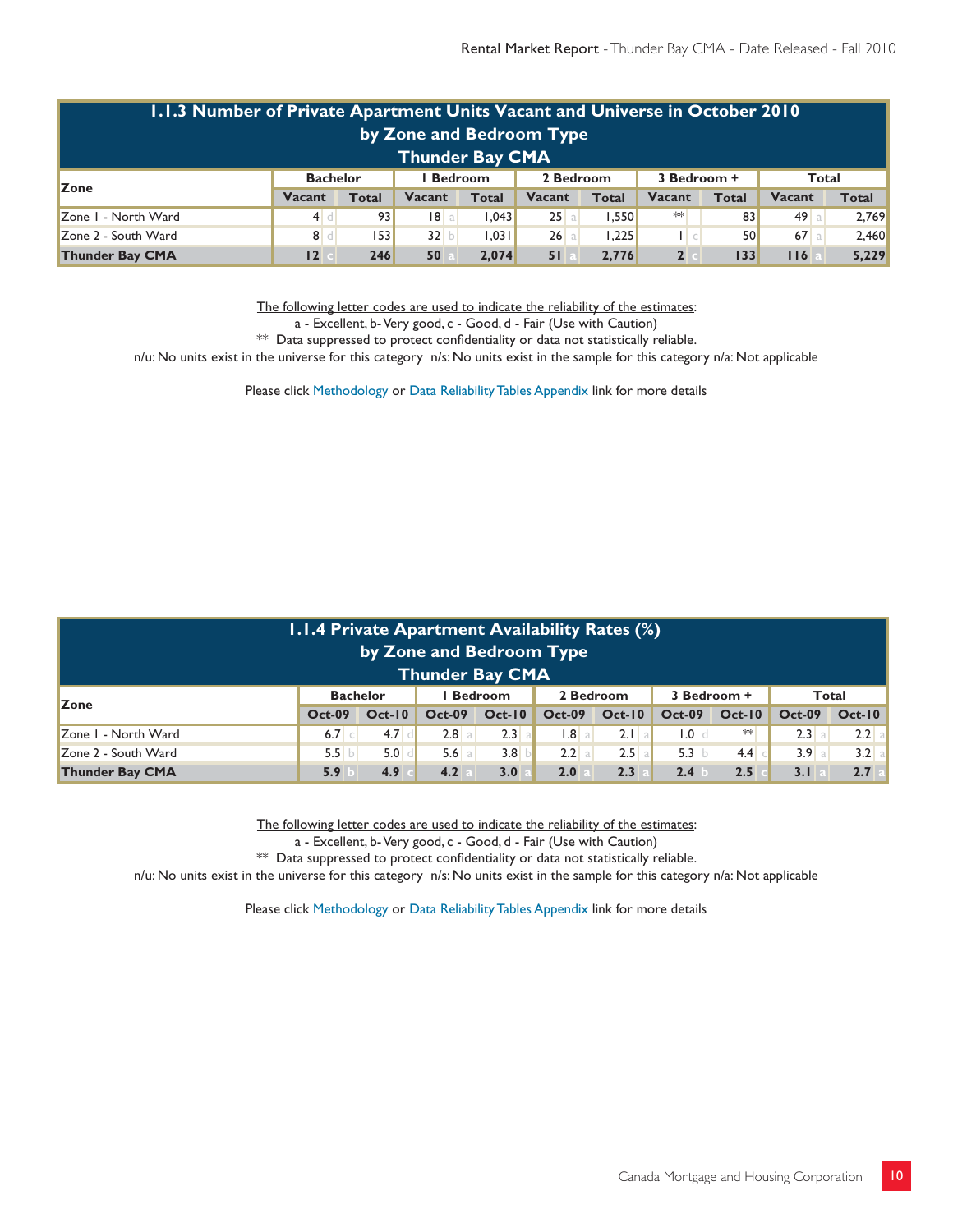### 1.1.3 Number of Private Apartment Units Vacant and Universe in October 2010 by Zone and Bedroom Type Thunder Bay CMA

| Zone | Bachelor | | | | 1 Bedroom | | | | 2 Bedroom | | | | 3 Bedroom + | | | | Total | | | |
|---|---|---|---|---|---|---|---|---|---|---|---|---|---|---|---|---|---|---|---|---|
| | Vacant | | Total | | Vacant | | Total | | Vacant | | Total | | Vacant | | Total | | Vacant | | Total | |
| Zone 1 - North Ward | 4 | d | 93 | | 18 | a | 1,043 | | 25 | a | 1,550 | | ** | | 83 | | 49 | a | 2,769 | |
| Zone 2 - South Ward | 8 | d | 153 | | 32 | b | 1,031 | | 26 | a | 1,225 | | 1 | c | 50 | | 67 | a | 2,460 | |
| **Thunder Bay CMA** | **12** | **c** | **246** | | **50** | **a** | **2,074** | | **51** | **a** | **2,776** | | **2** | **c** | **133** | | **116** | **a** | **5,229** | |

The following letter codes are used to indicate the reliability of the estimates:
a - Excellent, b- Very good, c - Good, d - Fair (Use with Caution)
** Data suppressed to protect confidentiality or data not statistically reliable.
n/u: No units exist in the universe for this category n/s: No units exist in the sample for this category n/a: Not applicable

Please click Methodology or Data Reliability Tables Appendix link for more details

### 1.1.4 Private Apartment Availability Rates (%) by Zone and Bedroom Type Thunder Bay CMA

| Zone | Bachelor | | | | 1 Bedroom | | | | 2 Bedroom | | | | 3 Bedroom + | | | | Total | | | |
|---|---|---|---|---|---|---|---|---|---|---|---|---|---|---|---|---|---|---|---|---|
| | Oct-09 | | Oct-10 | | Oct-09 | | Oct-10 | | Oct-09 | | Oct-10 | | Oct-09 | | Oct-10 | | Oct-09 | | Oct-10 | |
| Zone 1 - North Ward | 6.7 | c | 4.7 | d | 2.8 | a | 2.3 | a | 1.8 | a | 2.1 | a | 1.0 | d | ** | | 2.3 | a | 2.2 | a |
| Zone 2 - South Ward | 5.5 | b | 5.0 | d | 5.6 | a | 3.8 | b | 2.2 | a | 2.5 | a | 5.3 | b | 4.4 | c | 3.9 | a | 3.2 | a |
| **Thunder Bay CMA** | **5.9** | **b** | **4.9** | **c** | **4.2** | **a** | **3.0** | **a** | **2.0** | **a** | **2.3** | **a** | **2.4** | **b** | **2.5** | **c** | **3.1** | **a** | **2.7** | **a** |

The following letter codes are used to indicate the reliability of the estimates:
a - Excellent, b- Very good, c - Good, d - Fair (Use with Caution)
** Data suppressed to protect confidentiality or data not statistically reliable.
n/u: No units exist in the universe for this category n/s: No units exist in the sample for this category n/a: Not applicable

Please click Methodology or Data Reliability Tables Appendix link for more details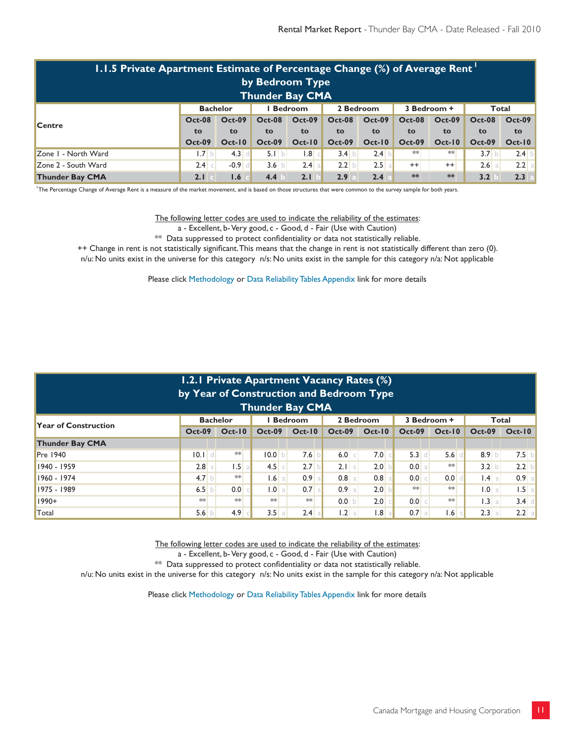## 1.1.5 Private Apartment Estimate of Percentage Change (%) of Average Rent[1] by Bedroom Type Thunder Bay CMA

| Centre | Bachelor | | | | 1 Bedroom | | | | 2 Bedroom | | | | 3 Bedroom + | | | | Total | | | |
|---|---|---|---|---|---|---|---|---|---|---|---|---|---|---|---|---|---|---|---|---|
| | Oct-08 to Oct-09 | | Oct-09 to Oct-10 | | Oct-08 to Oct-09 | | Oct-09 to Oct-10 | | Oct-08 to Oct-09 | | Oct-09 to Oct-10 | | Oct-08 to Oct-09 | | Oct-09 to Oct-10 | | Oct-08 to Oct-09 | | Oct-09 to Oct-10 | |
| Zone 1 - North Ward | 1.7 | b | 4.3 | d | 5.1 | b | 1.8 | c | 3.4 | b | 2.4 | b | ** | | ** | | 3.7 | b | 2.4 | b |
| Zone 2 - South Ward | 2.4 | c | -0.9 | d | 3.6 | b | 2.4 | a | 2.2 | b | 2.5 | a | ++ | | ++ | | 2.6 | a | 2.2 | a |
| **Thunder Bay CMA** | **2.1** | **c** | **1.6** | **c** | **4.4** | **b** | **2.1** | **b** | **2.9** | **a** | **2.4** | **a** | ** | | ** | | **3.2** | **b** | **2.3** | **a** |

[1]The Percentage Change of Average Rent is a measure of the market movement, and is based on those structures that were common to the survey sample for both years.

The following letter codes are used to indicate the reliability of the estimates:
a - Excellent, b- Very good, c - Good, d - Fair (Use with Caution)
** Data suppressed to protect confidentiality or data not statistically reliable.
++ Change in rent is not statistically significant. This means that the change in rent is not statistically different than zero (0).
n/u: No units exist in the universe for this category n/s: No units exist in the sample for this category n/a: Not applicable

Please click Methodology or Data Reliability Tables Appendix link for more details

## 1.2.1 Private Apartment Vacancy Rates (%) by Year of Construction and Bedroom Type Thunder Bay CMA

| Year of Construction | Bachelor | | | | 1 Bedroom | | | | 2 Bedroom | | | | 3 Bedroom + | | | | Total | | | |
|---|---|---|---|---|---|---|---|---|---|---|---|---|---|---|---|---|---|---|---|---|
| | Oct-09 | | Oct-10 | | Oct-09 | | Oct-10 | | Oct-09 | | Oct-10 | | Oct-09 | | Oct-10 | | Oct-09 | | Oct-10 | |
| **Thunder Bay CMA** | | | | | | | | | | | | | | | | | | | | |
| Pre 1940 | 10.1 | d | ** | | 10.0 | b | 7.6 | b | 6.0 | c | 7.0 | c | 5.3 | d | 5.6 | d | 8.9 | b | 7.5 | b |
| 1940 - 1959 | 2.8 | c | 1.5 | a | 4.5 | c | 2.7 | b | 2.1 | c | 2.0 | b | 0.0 | a | ** | | 3.2 | b | 2.2 | b |
| 1960 - 1974 | 4.7 | b | ** | | 1.6 | a | 0.9 | a | 0.8 | a | 0.8 | a | 0.0 | c | 0.0 | d | 1.4 | a | 0.9 | a |
| 1975 - 1989 | 6.5 | b | 0.0 | c | 1.0 | a | 0.7 | a | 0.9 | a | 2.0 | b | ** | | ** | | 1.0 | a | 1.5 | a |
| 1990+ | ** | | ** | | ** | | ** | | 0.0 | b | 2.0 | c | 0.0 | c | ** | | 1.3 | a | 3.4 | d |
| Total | 5.6 | b | 4.9 | c | 3.5 | a | 2.4 | a | 1.2 | a | 1.8 | a | 0.7 | a | 1.6 | c | 2.3 | a | 2.2 | a |

The following letter codes are used to indicate the reliability of the estimates:
a - Excellent, b- Very good, c - Good, d - Fair (Use with Caution)
** Data suppressed to protect confidentiality or data not statistically reliable.
n/u: No units exist in the universe for this category n/s: No units exist in the sample for this category n/a: Not applicable

Please click Methodology or Data Reliability Tables Appendix link for more details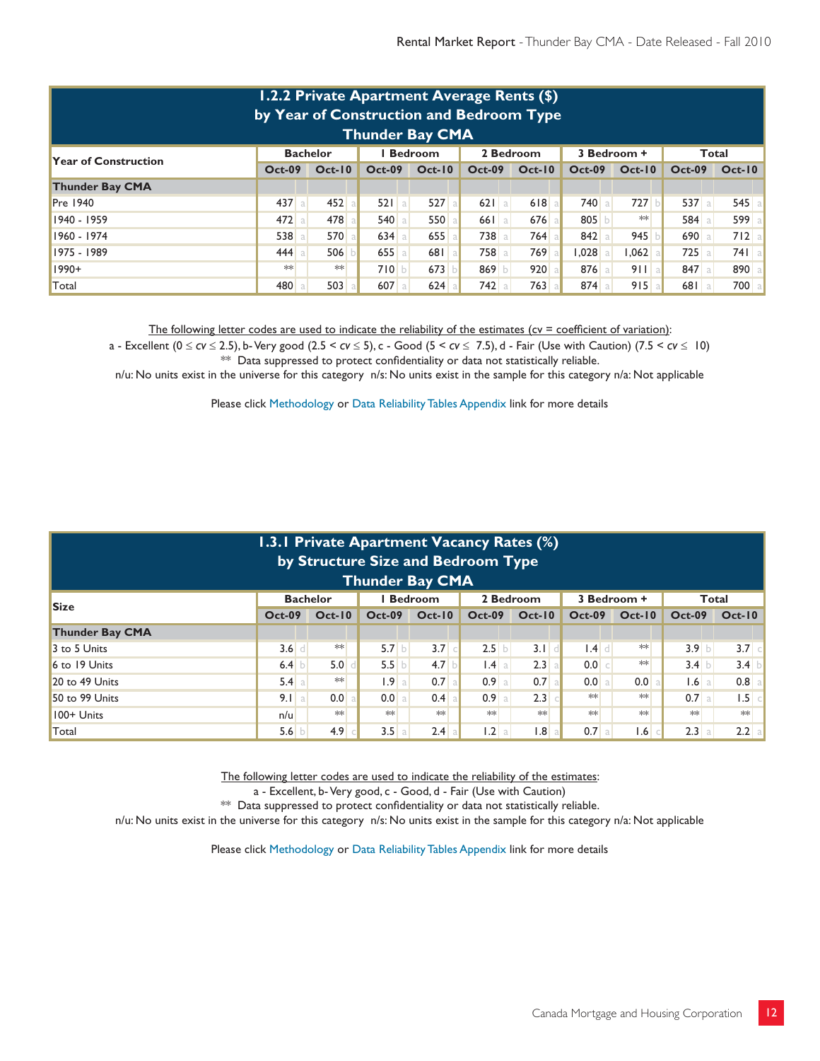## 1.2.2 Private Apartment Average Rents ($) by Year of Construction and Bedroom Type Thunder Bay CMA

| Year of Construction | Bachelor | | | | 1 Bedroom | | | | 2 Bedroom | | | | 3 Bedroom + | | | | Total | | | |
|---|---|---|---|---|---|---|---|---|---|---|---|---|---|---|---|---|---|---|---|---|
| | Oct-09 | | Oct-10 | | Oct-09 | | Oct-10 | | Oct-09 | | Oct-10 | | Oct-09 | | Oct-10 | | Oct-09 | | Oct-10 | |
| **Thunder Bay CMA** | | | | | | | | | | | | | | | | | | | | |
| Pre 1940 | 437 | a | 452 | a | 521 | a | 527 | a | 621 | a | 618 | a | 740 | a | 727 | b | 537 | a | 545 | a |
| 1940 - 1959 | 472 | a | 478 | a | 540 | a | 550 | a | 661 | a | 676 | a | 805 | b | ** | | 584 | a | 599 | a |
| 1960 - 1974 | 538 | a | 570 | a | 634 | a | 655 | a | 738 | a | 764 | a | 842 | a | 945 | b | 690 | a | 712 | a |
| 1975 - 1989 | 444 | a | 506 | b | 655 | a | 681 | a | 758 | a | 769 | a | 1,028 | a | 1,062 | a | 725 | a | 741 | a |
| 1990+ | ** | | ** | | 710 | b | 673 | b | 869 | b | 920 | a | 876 | a | 911 | a | 847 | a | 890 | a |
| Total | 480 | a | 503 | a | 607 | a | 624 | a | 742 | a | 763 | a | 874 | a | 915 | a | 681 | a | 700 | a |

The following letter codes are used to indicate the reliability of the estimates (cv = coefficient of variation):

a - Excellent ($0 \le cv \le 2.5$), b- Very good ($2.5 < cv \le 5$), c - Good ($5 < cv \le 7.5$), d - Fair (Use with Caution) ($7.5 < cv \le 10$)

** Data suppressed to protect confidentiality or data not statistically reliable.

n/u: No units exist in the universe for this category n/s: No units exist in the sample for this category n/a: Not applicable

Please click Methodology or Data Reliability Tables Appendix link for more details

## 1.3.1 Private Apartment Vacancy Rates (%) by Structure Size and Bedroom Type Thunder Bay CMA

| Size | Bachelor | | | | 1 Bedroom | | | | 2 Bedroom | | | | 3 Bedroom + | | | | Total | | | |
|---|---|---|---|---|---|---|---|---|---|---|---|---|---|---|---|---|---|---|---|---|
| | Oct-09 | | Oct-10 | | Oct-09 | | Oct-10 | | Oct-09 | | Oct-10 | | Oct-09 | | Oct-10 | | Oct-09 | | Oct-10 | |
| **Thunder Bay CMA** | | | | | | | | | | | | | | | | | | | | |
| 3 to 5 Units | 3.6 | d | ** | | 5.7 | b | 3.7 | c | 2.5 | b | 3.1 | d | 1.4 | d | ** | | 3.9 | b | 3.7 | c |
| 6 to 19 Units | 6.4 | b | 5.0 | d | 5.5 | b | 4.7 | b | 1.4 | a | 2.3 | a | 0.0 | c | ** | | 3.4 | b | 3.4 | b |
| 20 to 49 Units | 5.4 | a | ** | | 1.9 | a | 0.7 | a | 0.9 | a | 0.7 | a | 0.0 | a | 0.0 | a | 1.6 | a | 0.8 | a |
| 50 to 99 Units | 9.1 | a | 0.0 | a | 0.0 | a | 0.4 | a | 0.9 | a | 2.3 | c | ** | | ** | | 0.7 | a | 1.5 | c |
| 100+ Units | n/u | | ** | | ** | | ** | | ** | | ** | | ** | | ** | | ** | | ** | |
| Total | 5.6 | b | 4.9 | c | 3.5 | a | 2.4 | a | 1.2 | a | 1.8 | a | 0.7 | a | 1.6 | c | 2.3 | a | 2.2 | a |

The following letter codes are used to indicate the reliability of the estimates:

a - Excellent, b- Very good, c - Good, d - Fair (Use with Caution)

** Data suppressed to protect confidentiality or data not statistically reliable.

n/u: No units exist in the universe for this category n/s: No units exist in the sample for this category n/a: Not applicable

Please click Methodology or Data Reliability Tables Appendix link for more details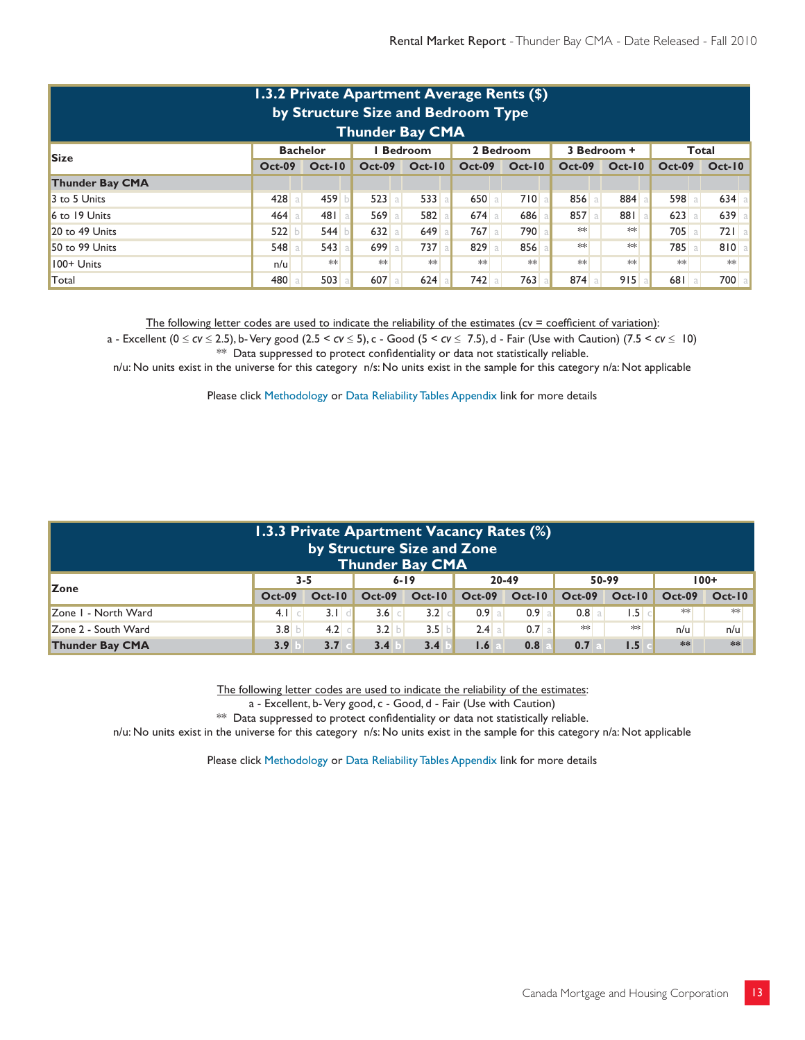## 1.3.2 Private Apartment Average Rents ($) by Structure Size and Bedroom Type Thunder Bay CMA

| Size | Bachelor | | | | 1 Bedroom | | | | 2 Bedroom | | | | 3 Bedroom + | | | | Total | | | |
|---|---|---|---|---|---|---|---|---|---|---|---|---|---|---|---|---|---|---|---|---|
| | Oct-09 | | Oct-10 | | Oct-09 | | Oct-10 | | Oct-09 | | Oct-10 | | Oct-09 | | Oct-10 | | Oct-09 | | Oct-10 | |
| **Thunder Bay CMA** | | | | | | | | | | | | | | | | | | | | |
| 3 to 5 Units | 428 | a | 459 | b | 523 | a | 533 | a | 650 | a | 710 | a | 856 | a | 884 | a | 598 | a | 634 | a |
| 6 to 19 Units | 464 | a | 481 | a | 569 | a | 582 | a | 674 | a | 686 | a | 857 | a | 881 | a | 623 | a | 639 | a |
| 20 to 49 Units | 522 | b | 544 | b | 632 | a | 649 | a | 767 | a | 790 | a | ** | | ** | | 705 | a | 721 | a |
| 50 to 99 Units | 548 | a | 543 | a | 699 | a | 737 | a | 829 | a | 856 | a | ** | | ** | | 785 | a | 810 | a |
| 100+ Units | n/u | | ** | | ** | | ** | | ** | | ** | | ** | | ** | | ** | | ** | |
| Total | 480 | a | 503 | a | 607 | a | 624 | a | 742 | a | 763 | a | 874 | a | 915 | a | 681 | a | 700 | a |

The following letter codes are used to indicate the reliability of the estimates (cv = coefficient of variation):

a - Excellent ($0 \le cv \le 2.5$), b- Very good ($2.5 < cv \le 5$), c - Good ($5 < cv \le 7.5$), d - Fair (Use with Caution) ($7.5 < cv \le 10$)

** Data suppressed to protect confidentiality or data not statistically reliable.

n/u: No units exist in the universe for this category n/s: No units exist in the sample for this category n/a: Not applicable

Please click Methodology or Data Reliability Tables Appendix link for more details

## 1.3.3 Private Apartment Vacancy Rates (%) by Structure Size and Zone Thunder Bay CMA

| Zone | 3-5 | | | | 6-19 | | | | 20-49 | | | | 50-99 | | | | 100+ | |
|---|---|---|---|---|---|---|---|---|---|---|---|---|---|---|---|---|---|---|
| | Oct-09 | | Oct-10 | | Oct-09 | | Oct-10 | | Oct-09 | | Oct-10 | | Oct-09 | | Oct-10 | | Oct-09 | Oct-10 |
| Zone 1 - North Ward | 4.1 | c | 3.1 | d | 3.6 | c | 3.2 | c | 0.9 | a | 0.9 | a | 0.8 | a | 1.5 | c | ** | ** |
| Zone 2 - South Ward | 3.8 | b | 4.2 | c | 3.2 | b | 3.5 | b | 2.4 | a | 0.7 | a | ** | | ** | | n/u | n/u |
| **Thunder Bay CMA** | **3.9** | **b** | **3.7** | **c** | **3.4** | **b** | **3.4** | **b** | **1.6** | **a** | **0.8** | **a** | **0.7** | **a** | **1.5** | **c** | ** | ** |

The following letter codes are used to indicate the reliability of the estimates:

a - Excellent, b- Very good, c - Good, d - Fair (Use with Caution)

** Data suppressed to protect confidentiality or data not statistically reliable.

n/u: No units exist in the universe for this category n/s: No units exist in the sample for this category n/a: Not applicable

Please click Methodology or Data Reliability Tables Appendix link for more details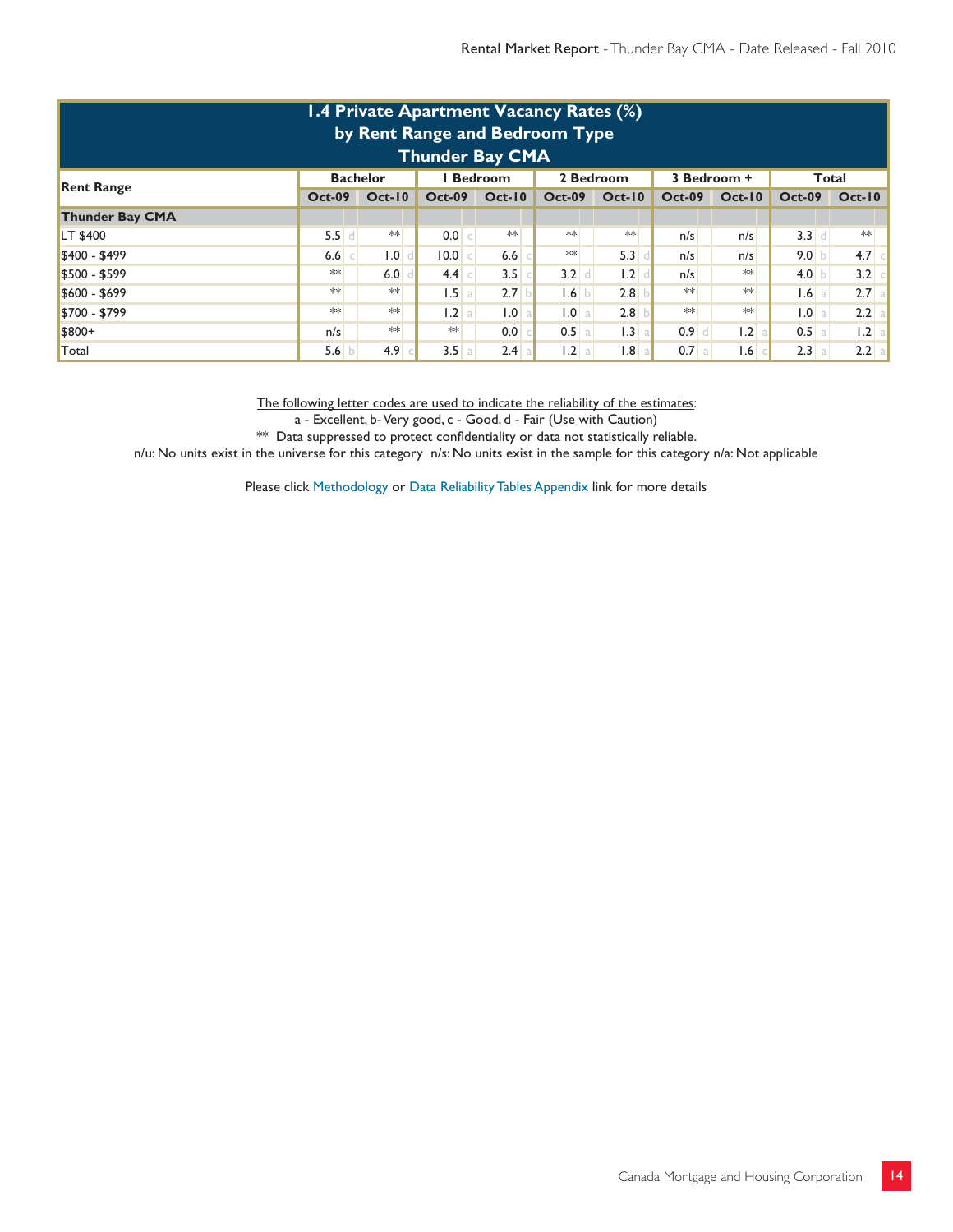## 1.4 Private Apartment Vacancy Rates (%) by Rent Range and Bedroom Type Thunder Bay CMA

| Rent Range | Bachelor | | | | 1 Bedroom | | | | 2 Bedroom | | | | 3 Bedroom + | | | | Total | | | |
|---|---|---|---|---|---|---|---|---|---|---|---|---|---|---|---|---|---|---|---|---|
| | Oct-09 | | Oct-10 | | Oct-09 | | Oct-10 | | Oct-09 | | Oct-10 | | Oct-09 | | Oct-10 | | Oct-09 | | Oct-10 | |
| **Thunder Bay CMA** | | | | | | | | | | | | | | | | | | | | |
| LT $400 | 5.5 | d | ** | | 0.0 | c | ** | | ** | | ** | | n/s | | n/s | | 3.3 | d | ** | |
| $400 - $499 | 6.6 | c | 1.0 | d | 10.0 | c | 6.6 | c | ** | | 5.3 | d | n/s | | n/s | | 9.0 | b | 4.7 | c |
| $500 - $599 | ** | | 6.0 | d | 4.4 | c | 3.5 | c | 3.2 | d | 1.2 | d | n/s | | ** | | 4.0 | b | 3.2 | c |
| $600 - $699 | ** | | ** | | 1.5 | a | 2.7 | b | 1.6 | b | 2.8 | b | ** | | ** | | 1.6 | a | 2.7 | a |
| $700 - $799 | ** | | ** | | 1.2 | a | 1.0 | a | 1.0 | a | 2.8 | b | ** | | ** | | 1.0 | a | 2.2 | a |
| $800+ | n/s | | ** | | ** | | 0.0 | c | 0.5 | a | 1.3 | a | 0.9 | d | 1.2 | a | 0.5 | a | 1.2 | a |
| Total | 5.6 | b | 4.9 | c | 3.5 | a | 2.4 | a | 1.2 | a | 1.8 | a | 0.7 | a | 1.6 | c | 2.3 | a | 2.2 | a |

The following letter codes are used to indicate the reliability of the estimates:

a - Excellent, b- Very good, c - Good, d - Fair (Use with Caution)

** Data suppressed to protect confidentiality or data not statistically reliable.

n/u: No units exist in the universe for this category n/s: No units exist in the sample for this category n/a: Not applicable

Please click Methodology or Data Reliability Tables Appendix link for more details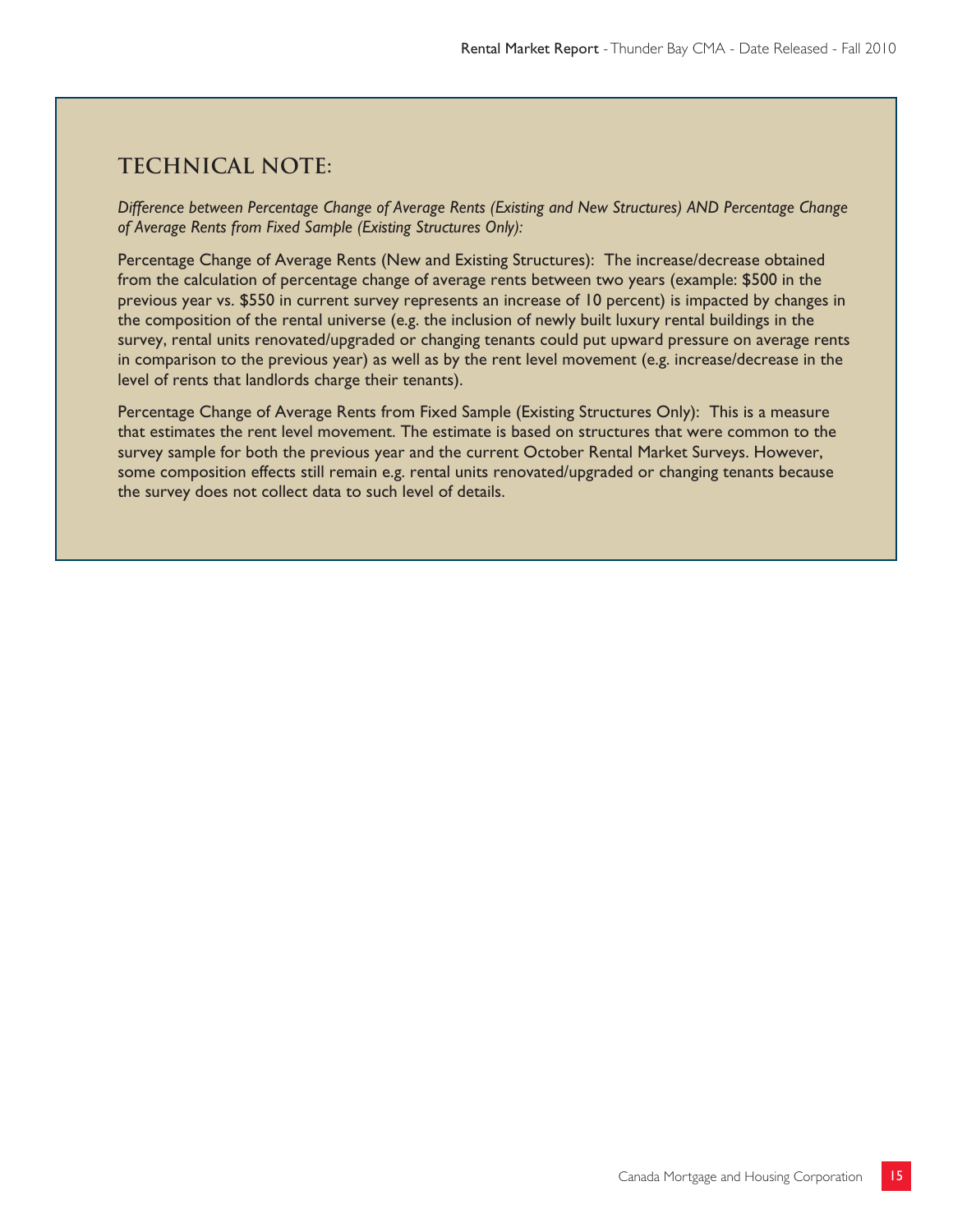## TECHNICAL NOTE:

*Difference between Percentage Change of Average Rents (Existing and New Structures) AND Percentage Change of Average Rents from Fixed Sample (Existing Structures Only):*

Percentage Change of Average Rents (New and Existing Structures): The increase/decrease obtained from the calculation of percentage change of average rents between two years (example: $500 in the previous year vs. $550 in current survey represents an increase of 10 percent) is impacted by changes in the composition of the rental universe (e.g. the inclusion of newly built luxury rental buildings in the survey, rental units renovated/upgraded or changing tenants could put upward pressure on average rents in comparison to the previous year) as well as by the rent level movement (e.g. increase/decrease in the level of rents that landlords charge their tenants).

Percentage Change of Average Rents from Fixed Sample (Existing Structures Only): This is a measure that estimates the rent level movement. The estimate is based on structures that were common to the survey sample for both the previous year and the current October Rental Market Surveys. However, some composition effects still remain e.g. rental units renovated/upgraded or changing tenants because the survey does not collect data to such level of details.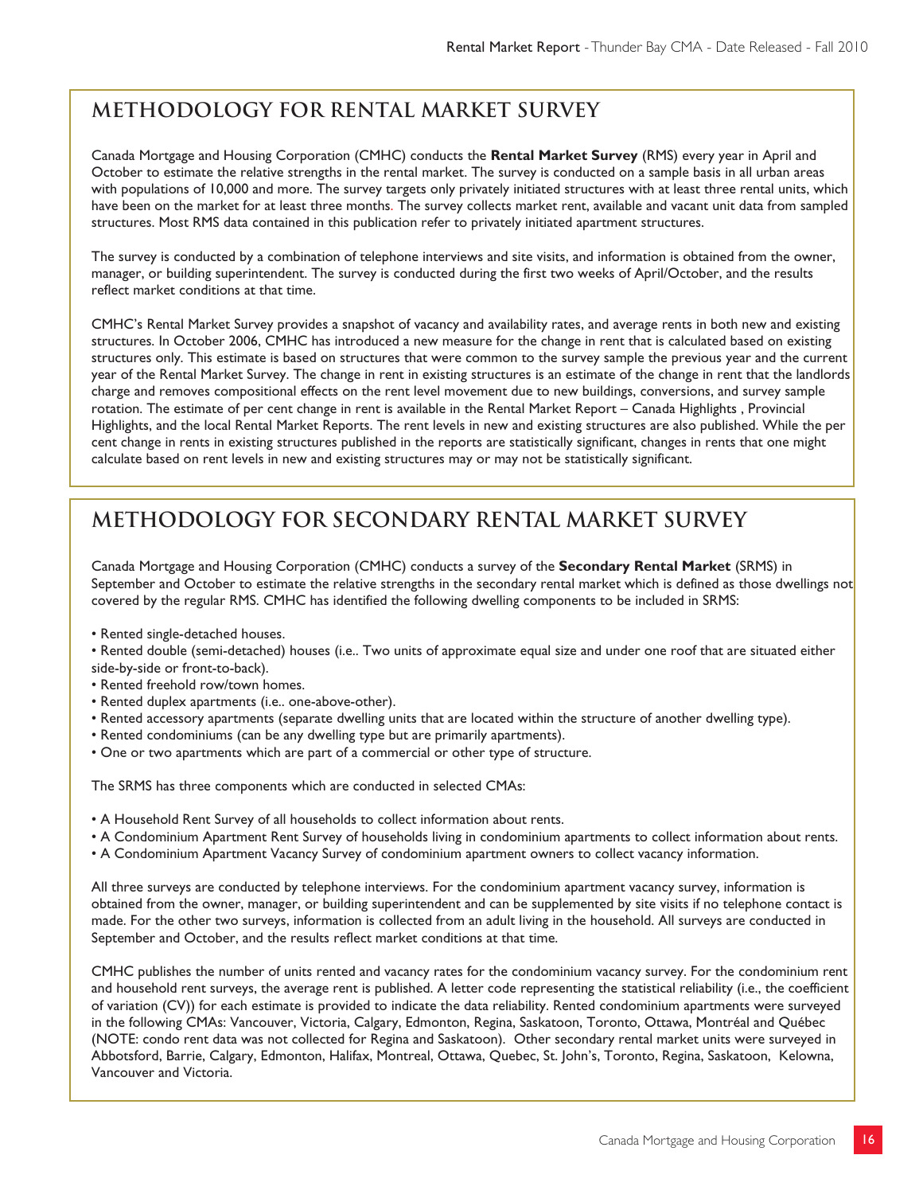## METHODOLOGY FOR RENTAL MARKET SURVEY

Canada Mortgage and Housing Corporation (CMHC) conducts the **Rental Market Survey** (RMS) every year in April and October to estimate the relative strengths in the rental market. The survey is conducted on a sample basis in all urban areas with populations of 10,000 and more. The survey targets only privately initiated structures with at least three rental units, which have been on the market for at least three months. The survey collects market rent, available and vacant unit data from sampled structures. Most RMS data contained in this publication refer to privately initiated apartment structures.

The survey is conducted by a combination of telephone interviews and site visits, and information is obtained from the owner, manager, or building superintendent. The survey is conducted during the first two weeks of April/October, and the results reflect market conditions at that time.

CMHC's Rental Market Survey provides a snapshot of vacancy and availability rates, and average rents in both new and existing structures. In October 2006, CMHC has introduced a new measure for the change in rent that is calculated based on existing structures only. This estimate is based on structures that were common to the survey sample the previous year and the current year of the Rental Market Survey. The change in rent in existing structures is an estimate of the change in rent that the landlords charge and removes compositional effects on the rent level movement due to new buildings, conversions, and survey sample rotation. The estimate of per cent change in rent is available in the Rental Market Report – Canada Highlights , Provincial Highlights, and the local Rental Market Reports. The rent levels in new and existing structures are also published. While the per cent change in rents in existing structures published in the reports are statistically significant, changes in rents that one might calculate based on rent levels in new and existing structures may or may not be statistically significant.

## METHODOLOGY FOR SECONDARY RENTAL MARKET SURVEY

Canada Mortgage and Housing Corporation (CMHC) conducts a survey of the **Secondary Rental Market** (SRMS) in September and October to estimate the relative strengths in the secondary rental market which is defined as those dwellings not covered by the regular RMS. CMHC has identified the following dwelling components to be included in SRMS:

- Rented single-detached houses.
- Rented double (semi-detached) houses (i.e.. Two units of approximate equal size and under one roof that are situated either side-by-side or front-to-back).
- Rented freehold row/town homes.
- Rented duplex apartments (i.e.. one-above-other).
- Rented accessory apartments (separate dwelling units that are located within the structure of another dwelling type).
- Rented condominiums (can be any dwelling type but are primarily apartments).
- One or two apartments which are part of a commercial or other type of structure.

The SRMS has three components which are conducted in selected CMAs:

- A Household Rent Survey of all households to collect information about rents.
- A Condominium Apartment Rent Survey of households living in condominium apartments to collect information about rents.
- A Condominium Apartment Vacancy Survey of condominium apartment owners to collect vacancy information.

All three surveys are conducted by telephone interviews. For the condominium apartment vacancy survey, information is obtained from the owner, manager, or building superintendent and can be supplemented by site visits if no telephone contact is made. For the other two surveys, information is collected from an adult living in the household. All surveys are conducted in September and October, and the results reflect market conditions at that time.

CMHC publishes the number of units rented and vacancy rates for the condominium vacancy survey. For the condominium rent and household rent surveys, the average rent is published. A letter code representing the statistical reliability (i.e., the coefficient of variation (CV)) for each estimate is provided to indicate the data reliability. Rented condominium apartments were surveyed in the following CMAs: Vancouver, Victoria, Calgary, Edmonton, Regina, Saskatoon, Toronto, Ottawa, Montréal and Québec (NOTE: condo rent data was not collected for Regina and Saskatoon). Other secondary rental market units were surveyed in Abbotsford, Barrie, Calgary, Edmonton, Halifax, Montreal, Ottawa, Quebec, St. John's, Toronto, Regina, Saskatoon, Kelowna, Vancouver and Victoria.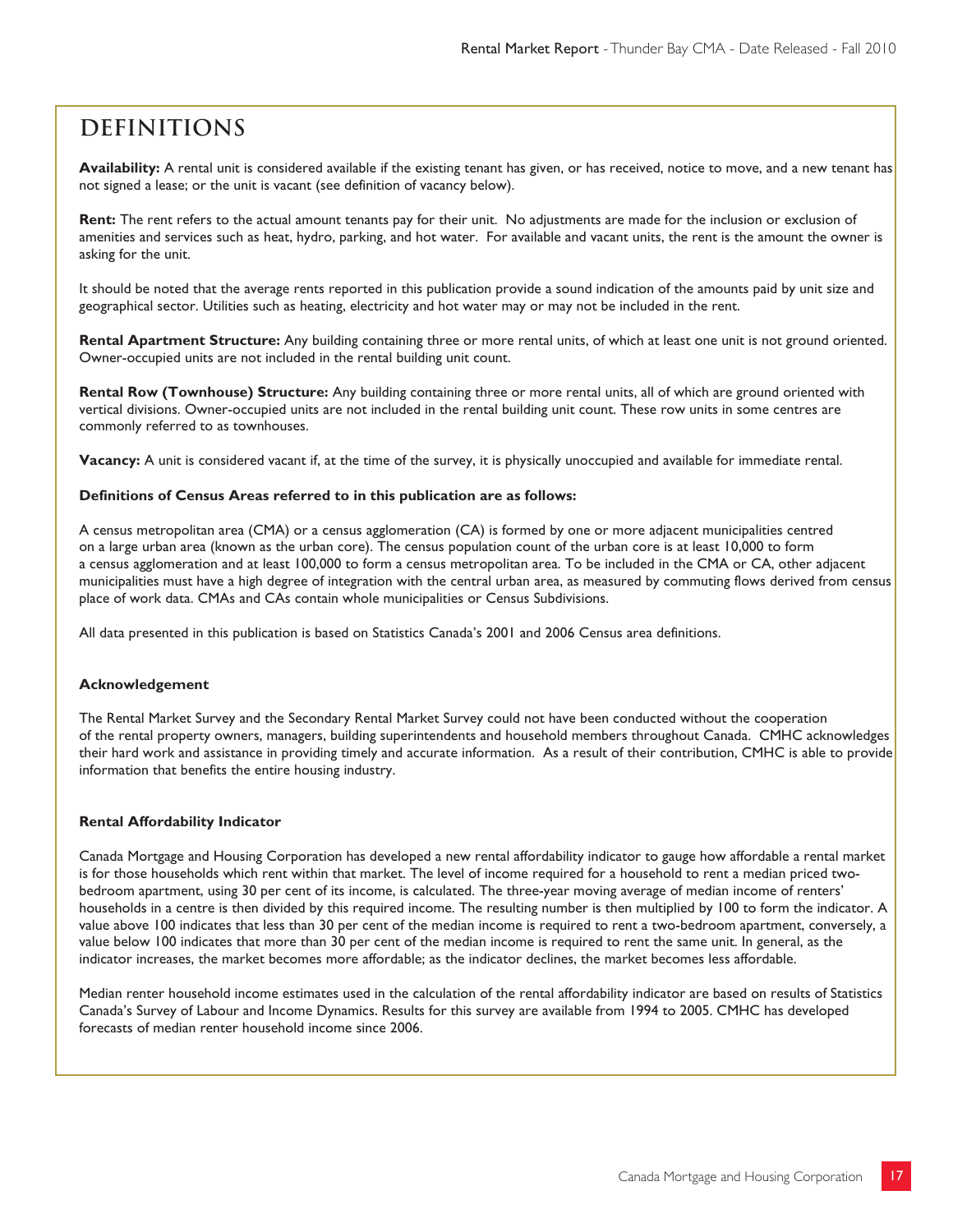# DEFINITIONS

**Availability:** A rental unit is considered available if the existing tenant has given, or has received, notice to move, and a new tenant has not signed a lease; or the unit is vacant (see definition of vacancy below).

**Rent:** The rent refers to the actual amount tenants pay for their unit. No adjustments are made for the inclusion or exclusion of amenities and services such as heat, hydro, parking, and hot water. For available and vacant units, the rent is the amount the owner is asking for the unit.

It should be noted that the average rents reported in this publication provide a sound indication of the amounts paid by unit size and geographical sector. Utilities such as heating, electricity and hot water may or may not be included in the rent.

**Rental Apartment Structure:** Any building containing three or more rental units, of which at least one unit is not ground oriented. Owner-occupied units are not included in the rental building unit count.

**Rental Row (Townhouse) Structure:** Any building containing three or more rental units, all of which are ground oriented with vertical divisions. Owner-occupied units are not included in the rental building unit count. These row units in some centres are commonly referred to as townhouses.

**Vacancy:** A unit is considered vacant if, at the time of the survey, it is physically unoccupied and available for immediate rental.

**Definitions of Census Areas referred to in this publication are as follows:**

A census metropolitan area (CMA) or a census agglomeration (CA) is formed by one or more adjacent municipalities centred on a large urban area (known as the urban core). The census population count of the urban core is at least 10,000 to form a census agglomeration and at least 100,000 to form a census metropolitan area. To be included in the CMA or CA, other adjacent municipalities must have a high degree of integration with the central urban area, as measured by commuting flows derived from census place of work data. CMAs and CAs contain whole municipalities or Census Subdivisions.

All data presented in this publication is based on Statistics Canada's 2001 and 2006 Census area definitions.

**Acknowledgement**

The Rental Market Survey and the Secondary Rental Market Survey could not have been conducted without the cooperation of the rental property owners, managers, building superintendents and household members throughout Canada. CMHC acknowledges their hard work and assistance in providing timely and accurate information. As a result of their contribution, CMHC is able to provide information that benefits the entire housing industry.

**Rental Affordability Indicator**

Canada Mortgage and Housing Corporation has developed a new rental affordability indicator to gauge how affordable a rental market is for those households which rent within that market. The level of income required for a household to rent a median priced two-bedroom apartment, using 30 per cent of its income, is calculated. The three-year moving average of median income of renters' households in a centre is then divided by this required income. The resulting number is then multiplied by 100 to form the indicator. A value above 100 indicates that less than 30 per cent of the median income is required to rent a two-bedroom apartment, conversely, a value below 100 indicates that more than 30 per cent of the median income is required to rent the same unit. In general, as the indicator increases, the market becomes more affordable; as the indicator declines, the market becomes less affordable.

Median renter household income estimates used in the calculation of the rental affordability indicator are based on results of Statistics Canada's Survey of Labour and Income Dynamics. Results for this survey are available from 1994 to 2005. CMHC has developed forecasts of median renter household income since 2006.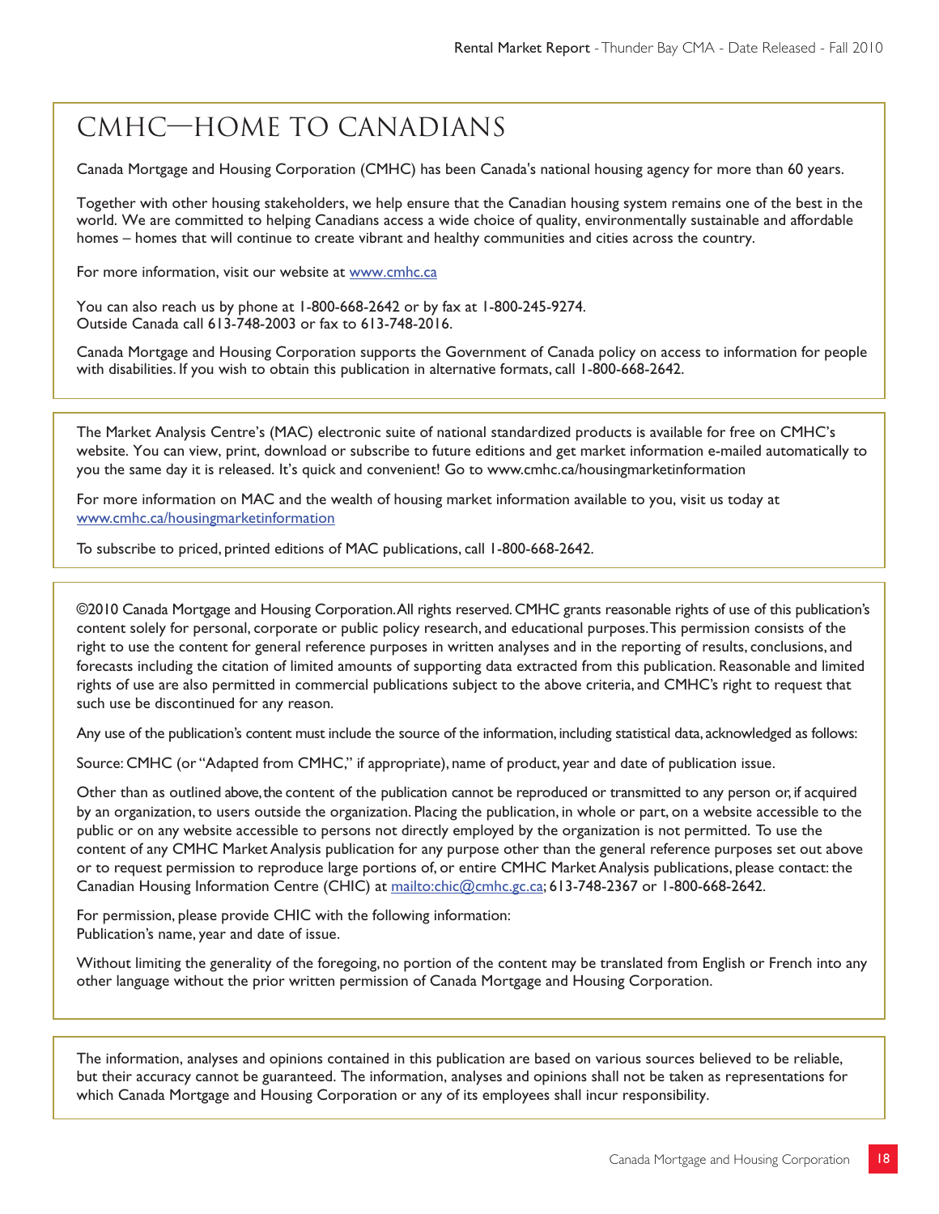# CMHC—HOME TO CANADIANS

Canada Mortgage and Housing Corporation (CMHC) has been Canada's national housing agency for more than 60 years.

Together with other housing stakeholders, we help ensure that the Canadian housing system remains one of the best in the world. We are committed to helping Canadians access a wide choice of quality, environmentally sustainable and affordable homes – homes that will continue to create vibrant and healthy communities and cities across the country.

For more information, visit our website at www.cmhc.ca

You can also reach us by phone at 1-800-668-2642 or by fax at 1-800-245-9274.
Outside Canada call 613-748-2003 or fax to 613-748-2016.

Canada Mortgage and Housing Corporation supports the Government of Canada policy on access to information for people with disabilities. If you wish to obtain this publication in alternative formats, call 1-800-668-2642.

---

The Market Analysis Centre's (MAC) electronic suite of national standardized products is available for free on CMHC's website. You can view, print, download or subscribe to future editions and get market information e-mailed automatically to you the same day it is released. It's quick and convenient! Go to www.cmhc.ca/housingmarketinformation

For more information on MAC and the wealth of housing market information available to you, visit us today at www.cmhc.ca/housingmarketinformation

To subscribe to priced, printed editions of MAC publications, call 1-800-668-2642.

---

©2010 Canada Mortgage and Housing Corporation. All rights reserved. CMHC grants reasonable rights of use of this publication's content solely for personal, corporate or public policy research, and educational purposes. This permission consists of the right to use the content for general reference purposes in written analyses and in the reporting of results, conclusions, and forecasts including the citation of limited amounts of supporting data extracted from this publication. Reasonable and limited rights of use are also permitted in commercial publications subject to the above criteria, and CMHC's right to request that such use be discontinued for any reason.

Any use of the publication's content must include the source of the information, including statistical data, acknowledged as follows:

Source: CMHC (or "Adapted from CMHC," if appropriate), name of product, year and date of publication issue.

Other than as outlined above, the content of the publication cannot be reproduced or transmitted to any person or, if acquired by an organization, to users outside the organization. Placing the publication, in whole or part, on a website accessible to the public or on any website accessible to persons not directly employed by the organization is not permitted. To use the content of any CMHC Market Analysis publication for any purpose other than the general reference purposes set out above or to request permission to reproduce large portions of, or entire CMHC Market Analysis publications, please contact: the Canadian Housing Information Centre (CHIC) at mailto:chic@cmhc.gc.ca; 613-748-2367 or 1-800-668-2642.

For permission, please provide CHIC with the following information:
Publication's name, year and date of issue.

Without limiting the generality of the foregoing, no portion of the content may be translated from English or French into any other language without the prior written permission of Canada Mortgage and Housing Corporation.

---

The information, analyses and opinions contained in this publication are based on various sources believed to be reliable, but their accuracy cannot be guaranteed. The information, analyses and opinions shall not be taken as representations for which Canada Mortgage and Housing Corporation or any of its employees shall incur responsibility.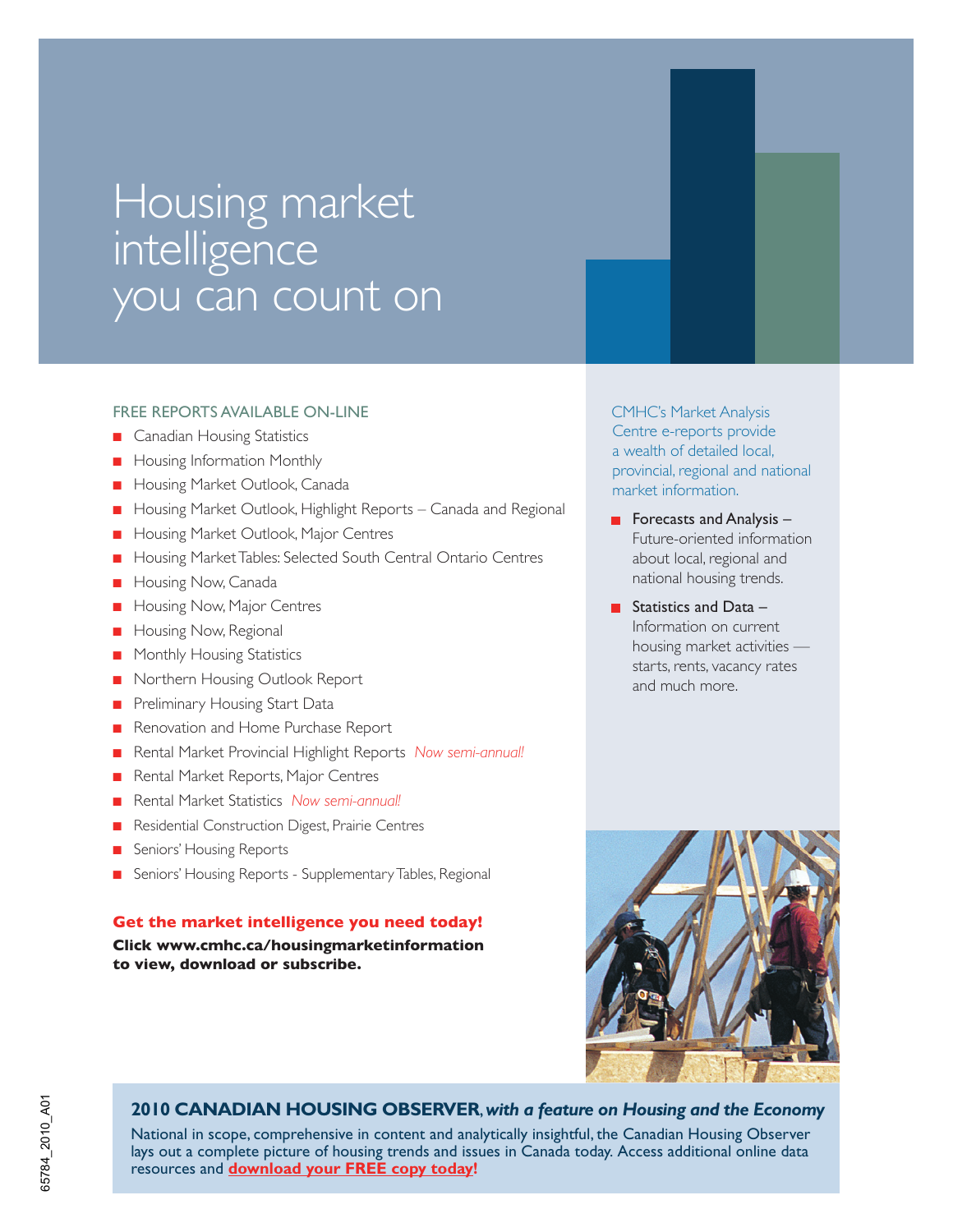# Housing market intelligence you can count on

## FREE REPORTS AVAILABLE ON-LINE

- Canadian Housing Statistics
- Housing Information Monthly
- Housing Market Outlook, Canada
- Housing Market Outlook, Highlight Reports – Canada and Regional
- Housing Market Outlook, Major Centres
- Housing Market Tables: Selected South Central Ontario Centres
- Housing Now, Canada
- Housing Now, Major Centres
- Housing Now, Regional
- Monthly Housing Statistics
- Northern Housing Outlook Report
- Preliminary Housing Start Data
- Renovation and Home Purchase Report
- Rental Market Provincial Highlight Reports *Now semi-annual!*
- Rental Market Reports, Major Centres
- Rental Market Statistics *Now semi-annual!*
- Residential Construction Digest, Prairie Centres
- Seniors' Housing Reports
- Seniors' Housing Reports - Supplementary Tables, Regional

**Get the market intelligence you need today!**

**Click www.cmhc.ca/housingmarketinformation to view, download or subscribe.**

CMHC's Market Analysis Centre e-reports provide a wealth of detailed local, provincial, regional and national market information.

- Forecasts and Analysis – Future-oriented information about local, regional and national housing trends.
- Statistics and Data – Information on current housing market activities — starts, rents, vacancy rates and much more.

**2010 CANADIAN HOUSING OBSERVER**, ***with a feature on Housing and the Economy***

National in scope, comprehensive in content and analytically insightful, the Canadian Housing Observer lays out a complete picture of housing trends and issues in Canada today. Access additional online data resources and **download your FREE copy today!**

65784_2010_A01